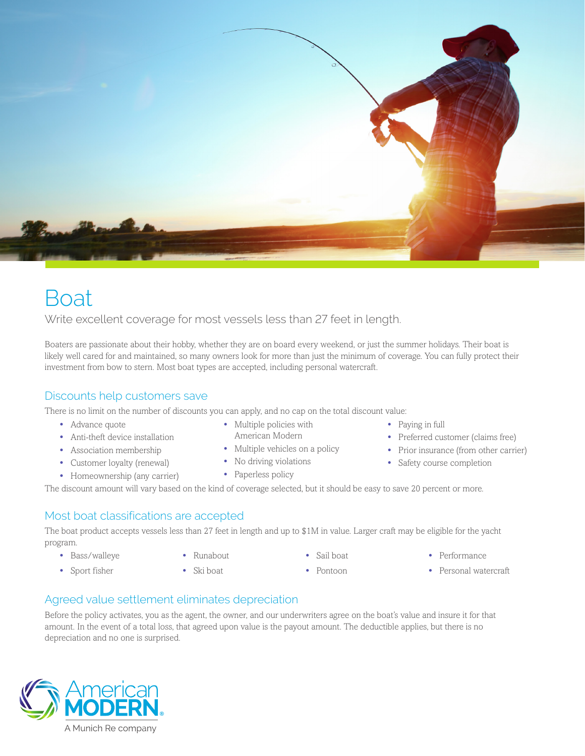# Boat

Write excellent coverage for most vessels less than 27 feet in length.

Boaters are passionate about their hobby, whether they are on board every weekend, or just the summer holidays. Their boat is likely well cared for and maintained, so many owners look for more than just the minimum of coverage. You can fully protect their investment from bow to stern. Most boat types are accepted, including personal watercraft.

## Discounts help customers save

There is no limit on the number of discounts you can apply, and no cap on the total discount value:

- Advance quote
- Anti-theft device installation
- Association membership
- Customer loyalty (renewal)
- Homeownership (any carrier)
- Multiple policies with American Modern
- Multiple vehicles on a policy
- No driving violations
- Paperless policy
- Paying in full
- Preferred customer (claims free)
- Prior insurance (from other carrier)
- Safety course completion

The discount amount will vary based on the kind of coverage selected, but it should be easy to save 20 percent or more.

## Most boat classifications are accepted

The boat product accepts vessels less than 27 feet in length and up to $1M in value. Larger craft may be eligible for the yacht program.

- Bass/walleye
- Sport fisher
- Runabout
- Ski boat
- Sail boat
- Pontoon
- Performance
- Personal watercraft

## Agreed value settlement eliminates depreciation

Before the policy activates, you as the agent, the owner, and our underwriters agree on the boat's value and insure it for that amount. In the event of a total loss, that agreed upon value is the payout amount. The deductible applies, but there is no depreciation and no one is surprised.

American MODERN®
A Munich Re company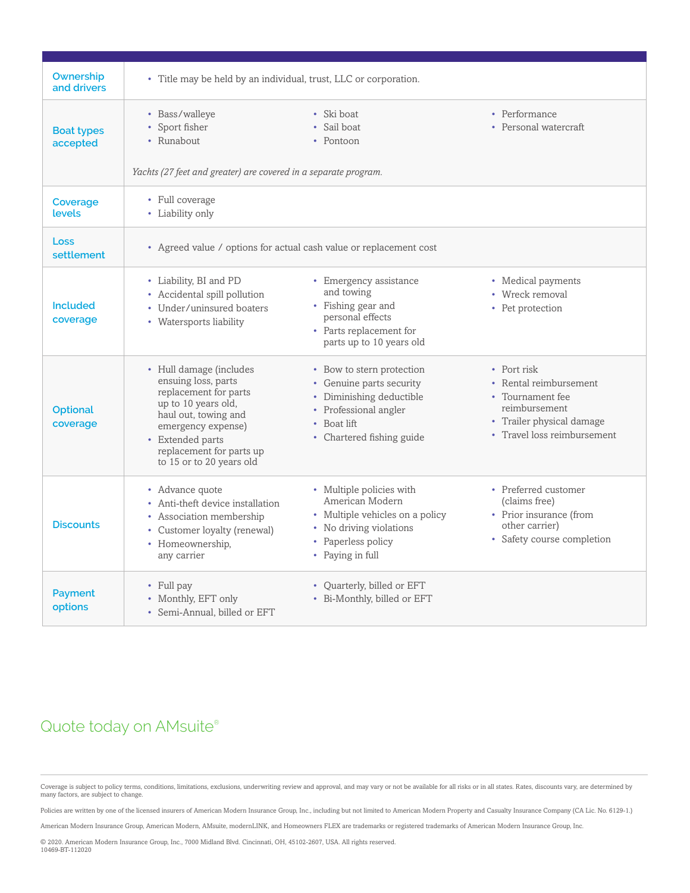| | |
|---|---|
| **Ownership and drivers** | • Title may be held by an individual, trust, LLC or corporation. |
| **Boat types accepted** | • Bass/walleye<br>• Sport fisher<br>• Runabout<br>• Ski boat<br>• Sail boat<br>• Pontoon<br>• Performance<br>• Personal watercraft<br><br>*Yachts (27 feet and greater) are covered in a separate program.* |
| **Coverage levels** | • Full coverage<br>• Liability only |
| **Loss settlement** | • Agreed value / options for actual cash value or replacement cost |
| **Included coverage** | • Liability, BI and PD<br>• Accidental spill pollution<br>• Under/uninsured boaters<br>• Watersports liability<br>• Emergency assistance and towing<br>• Fishing gear and personal effects<br>• Parts replacement for parts up to 10 years old<br>• Medical payments<br>• Wreck removal<br>• Pet protection |
| **Optional coverage** | • Hull damage (includes ensuing loss, parts replacement for parts up to 10 years old, haul out, towing and emergency expense)<br>• Extended parts replacement for parts up to 15 or to 20 years old<br>• Bow to stern protection<br>• Genuine parts security<br>• Diminishing deductible<br>• Professional angler<br>• Boat lift<br>• Chartered fishing guide<br>• Port risk<br>• Rental reimbursement<br>• Tournament fee reimbursement<br>• Trailer physical damage<br>• Travel loss reimbursement |
| **Discounts** | • Advance quote<br>• Anti-theft device installation<br>• Association membership<br>• Customer loyalty (renewal)<br>• Homeownership, any carrier<br>• Multiple policies with American Modern<br>• Multiple vehicles on a policy<br>• No driving violations<br>• Paperless policy<br>• Paying in full<br>• Preferred customer (claims free)<br>• Prior insurance (from other carrier)<br>• Safety course completion |
| **Payment options** | • Full pay<br>• Monthly, EFT only<br>• Semi-Annual, billed or EFT<br>• Quarterly, billed or EFT<br>• Bi-Monthly, billed or EFT |

## Quote today on AMsuite®

Coverage is subject to policy terms, conditions, limitations, exclusions, underwriting review and approval, and may vary or not be available for all risks or in all states. Rates, discounts vary, are determined by many factors, are subject to change.

Policies are written by one of the licensed insurers of American Modern Insurance Group, Inc., including but not limited to American Modern Property and Casualty Insurance Company (CA Lic. No. 6129-1.)

American Modern Insurance Group, American Modern, AMsuite, modernLINK, and Homeowners FLEX are trademarks or registered trademarks of American Modern Insurance Group, Inc.

© 2020. American Modern Insurance Group, Inc., 7000 Midland Blvd. Cincinnati, OH, 45102-2607, USA. All rights reserved.
10469-BT-112020